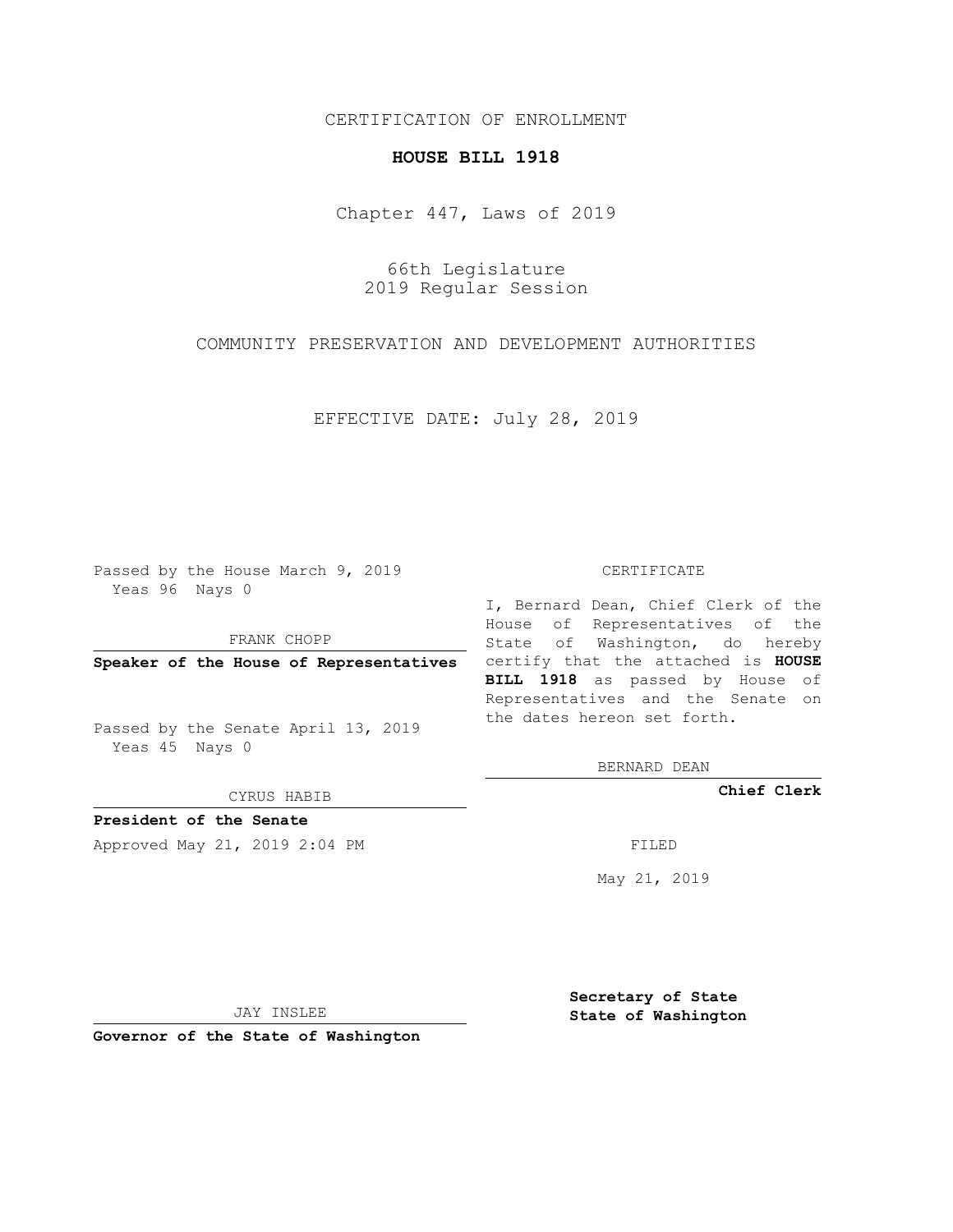CERTIFICATION OF ENROLLMENT

**HOUSE BILL 1918**

Chapter 447, Laws of 2019

66th Legislature
2019 Regular Session

COMMUNITY PRESERVATION AND DEVELOPMENT AUTHORITIES

EFFECTIVE DATE: July 28, 2019

Passed by the House March 9, 2019
Yeas 96 Nays 0

FRANK CHOPP

**Speaker of the House of Representatives**

Passed by the Senate April 13, 2019
Yeas 45 Nays 0

CYRUS HABIB

**President of the Senate**

Approved May 21, 2019 2:04 PM

JAY INSLEE

**Governor of the State of Washington**

CERTIFICATE

I, Bernard Dean, Chief Clerk of the House of Representatives of the State of Washington, do hereby certify that the attached is **HOUSE BILL 1918** as passed by House of Representatives and the Senate on the dates hereon set forth.

BERNARD DEAN

**Chief Clerk**

FILED

May 21, 2019

**Secretary of State**
**State of Washington**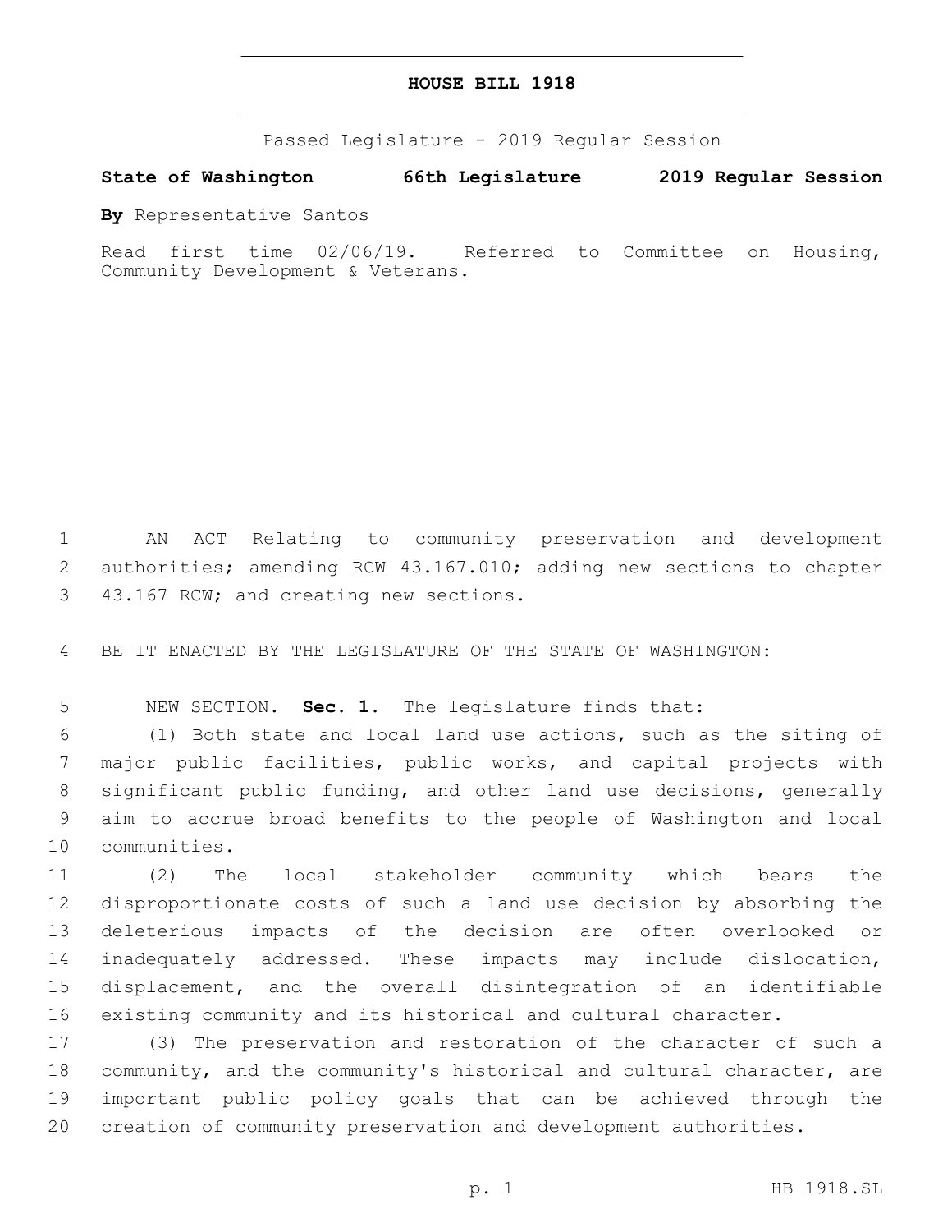# HOUSE BILL 1918

Passed Legislature - 2019 Regular Session

**State of Washington 66th Legislature 2019 Regular Session**

**By** Representative Santos

Read first time 02/06/19. Referred to Committee on Housing, Community Development & Veterans.

AN ACT Relating to community preservation and development authorities; amending RCW 43.167.010; adding new sections to chapter 43.167 RCW; and creating new sections.

BE IT ENACTED BY THE LEGISLATURE OF THE STATE OF WASHINGTON:

NEW SECTION. **Sec. 1.** The legislature finds that:

(1) Both state and local land use actions, such as the siting of major public facilities, public works, and capital projects with significant public funding, and other land use decisions, generally aim to accrue broad benefits to the people of Washington and local communities.

(2) The local stakeholder community which bears the disproportionate costs of such a land use decision by absorbing the deleterious impacts of the decision are often overlooked or inadequately addressed. These impacts may include dislocation, displacement, and the overall disintegration of an identifiable existing community and its historical and cultural character.

(3) The preservation and restoration of the character of such a community, and the community's historical and cultural character, are important public policy goals that can be achieved through the creation of community preservation and development authorities.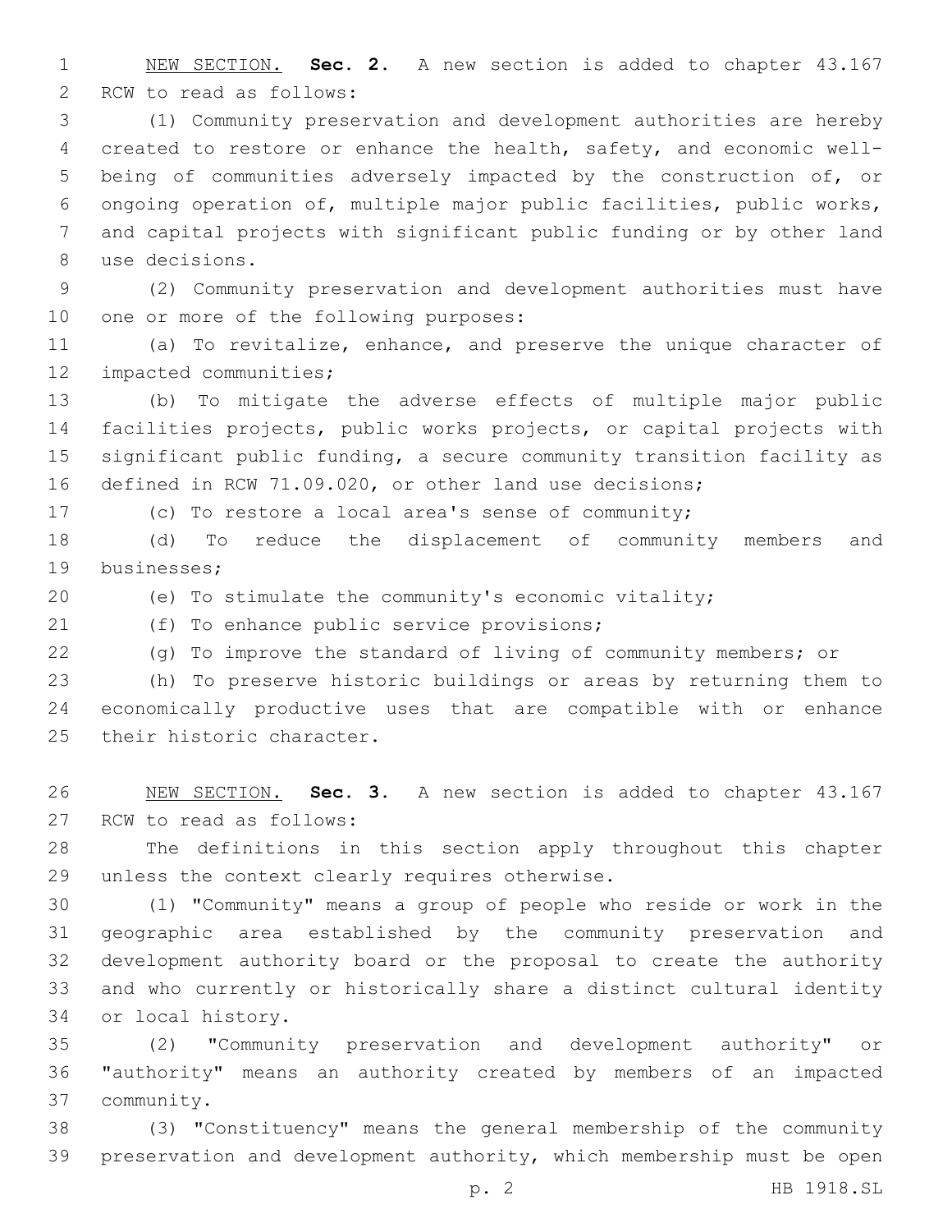NEW SECTION. **Sec. 2.** A new section is added to chapter 43.167 RCW to read as follows:

(1) Community preservation and development authorities are hereby created to restore or enhance the health, safety, and economic well-being of communities adversely impacted by the construction of, or ongoing operation of, multiple major public facilities, public works, and capital projects with significant public funding or by other land use decisions.

(2) Community preservation and development authorities must have one or more of the following purposes:

(a) To revitalize, enhance, and preserve the unique character of impacted communities;

(b) To mitigate the adverse effects of multiple major public facilities projects, public works projects, or capital projects with significant public funding, a secure community transition facility as defined in RCW 71.09.020, or other land use decisions;

(c) To restore a local area's sense of community;

(d) To reduce the displacement of community members and businesses;

(e) To stimulate the community's economic vitality;

(f) To enhance public service provisions;

(g) To improve the standard of living of community members; or

(h) To preserve historic buildings or areas by returning them to economically productive uses that are compatible with or enhance their historic character.

NEW SECTION. **Sec. 3.** A new section is added to chapter 43.167 RCW to read as follows:

The definitions in this section apply throughout this chapter unless the context clearly requires otherwise.

(1) "Community" means a group of people who reside or work in the geographic area established by the community preservation and development authority board or the proposal to create the authority and who currently or historically share a distinct cultural identity or local history.

(2) "Community preservation and development authority" or "authority" means an authority created by members of an impacted community.

(3) "Constituency" means the general membership of the community preservation and development authority, which membership must be open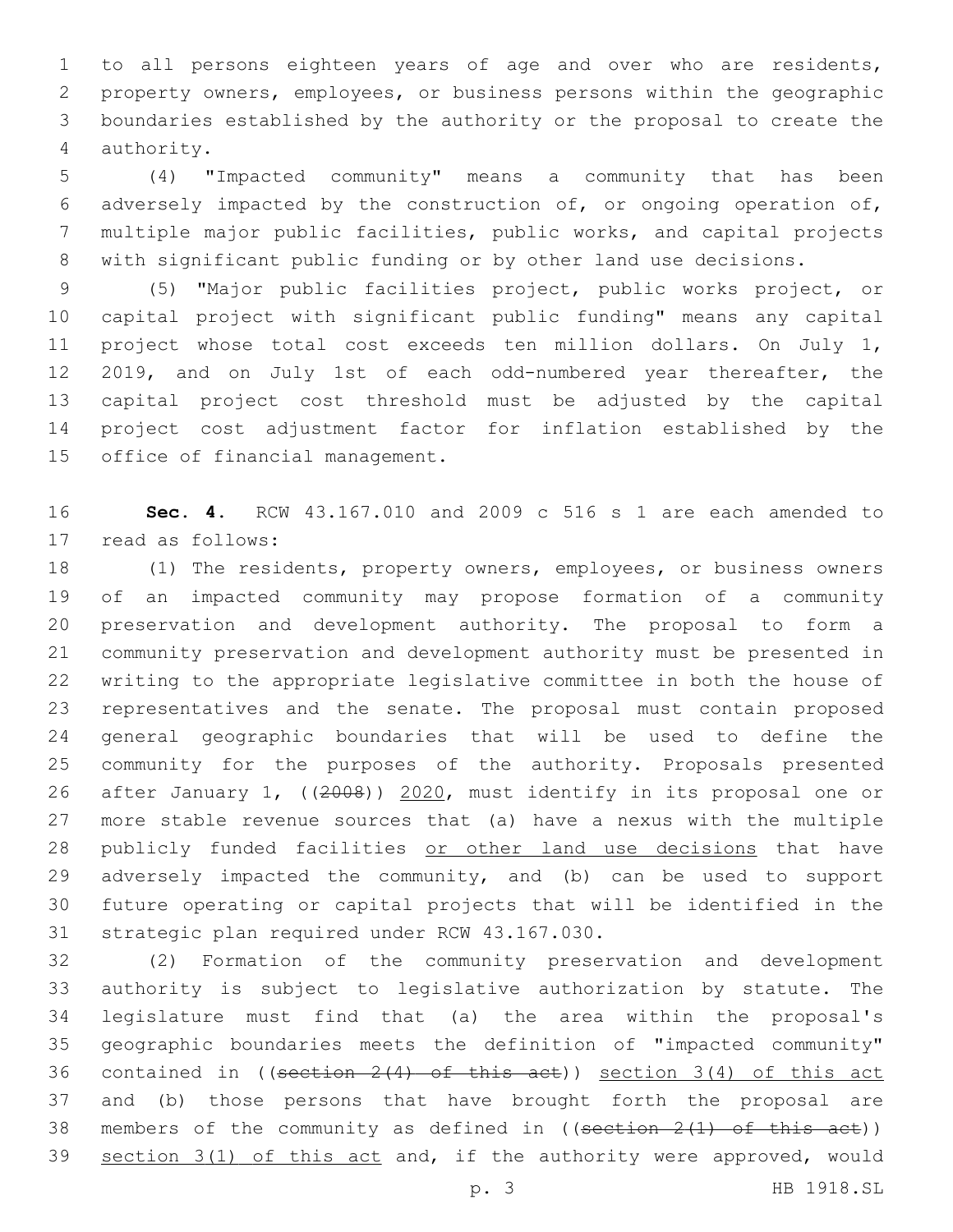to all persons eighteen years of age and over who are residents, property owners, employees, or business persons within the geographic boundaries established by the authority or the proposal to create the authority.

(4) "Impacted community" means a community that has been adversely impacted by the construction of, or ongoing operation of, multiple major public facilities, public works, and capital projects with significant public funding or by other land use decisions.

(5) "Major public facilities project, public works project, or capital project with significant public funding" means any capital project whose total cost exceeds ten million dollars. On July 1, 2019, and on July 1st of each odd-numbered year thereafter, the capital project cost threshold must be adjusted by the capital project cost adjustment factor for inflation established by the office of financial management.

**Sec. 4.** RCW 43.167.010 and 2009 c 516 s 1 are each amended to read as follows:

(1) The residents, property owners, employees, or business owners of an impacted community may propose formation of a community preservation and development authority. The proposal to form a community preservation and development authority must be presented in writing to the appropriate legislative committee in both the house of representatives and the senate. The proposal must contain proposed general geographic boundaries that will be used to define the community for the purposes of the authority. Proposals presented after January 1, ((~~2008~~)) 2020, must identify in its proposal one or more stable revenue sources that (a) have a nexus with the multiple publicly funded facilities or other land use decisions that have adversely impacted the community, and (b) can be used to support future operating or capital projects that will be identified in the strategic plan required under RCW 43.167.030.

(2) Formation of the community preservation and development authority is subject to legislative authorization by statute. The legislature must find that (a) the area within the proposal's geographic boundaries meets the definition of "impacted community" contained in ((~~section 2(4) of this act~~)) section 3(4) of this act and (b) those persons that have brought forth the proposal are members of the community as defined in ((~~section 2(1) of this act~~)) section 3(1) of this act and, if the authority were approved, would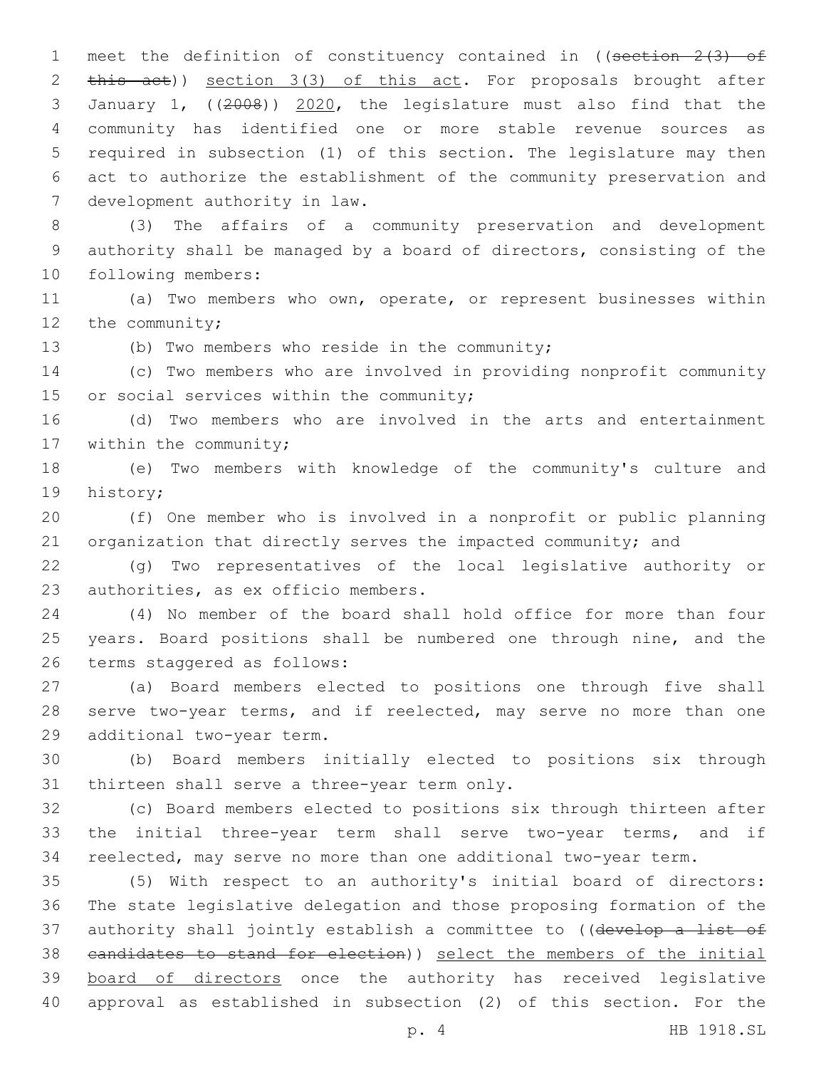meet the definition of constituency contained in ((~~section 2(3) of this act~~)) section 3(3) of this act. For proposals brought after January 1, ((~~2008~~)) 2020, the legislature must also find that the community has identified one or more stable revenue sources as required in subsection (1) of this section. The legislature may then act to authorize the establishment of the community preservation and development authority in law.

(3) The affairs of a community preservation and development authority shall be managed by a board of directors, consisting of the following members:

(a) Two members who own, operate, or represent businesses within the community;

(b) Two members who reside in the community;

(c) Two members who are involved in providing nonprofit community or social services within the community;

(d) Two members who are involved in the arts and entertainment within the community;

(e) Two members with knowledge of the community's culture and history;

(f) One member who is involved in a nonprofit or public planning organization that directly serves the impacted community; and

(g) Two representatives of the local legislative authority or authorities, as ex officio members.

(4) No member of the board shall hold office for more than four years. Board positions shall be numbered one through nine, and the terms staggered as follows:

(a) Board members elected to positions one through five shall serve two-year terms, and if reelected, may serve no more than one additional two-year term.

(b) Board members initially elected to positions six through thirteen shall serve a three-year term only.

(c) Board members elected to positions six through thirteen after the initial three-year term shall serve two-year terms, and if reelected, may serve no more than one additional two-year term.

(5) With respect to an authority's initial board of directors: The state legislative delegation and those proposing formation of the authority shall jointly establish a committee to ((~~develop a list of candidates to stand for election~~)) select the members of the initial board of directors once the authority has received legislative approval as established in subsection (2) of this section. For the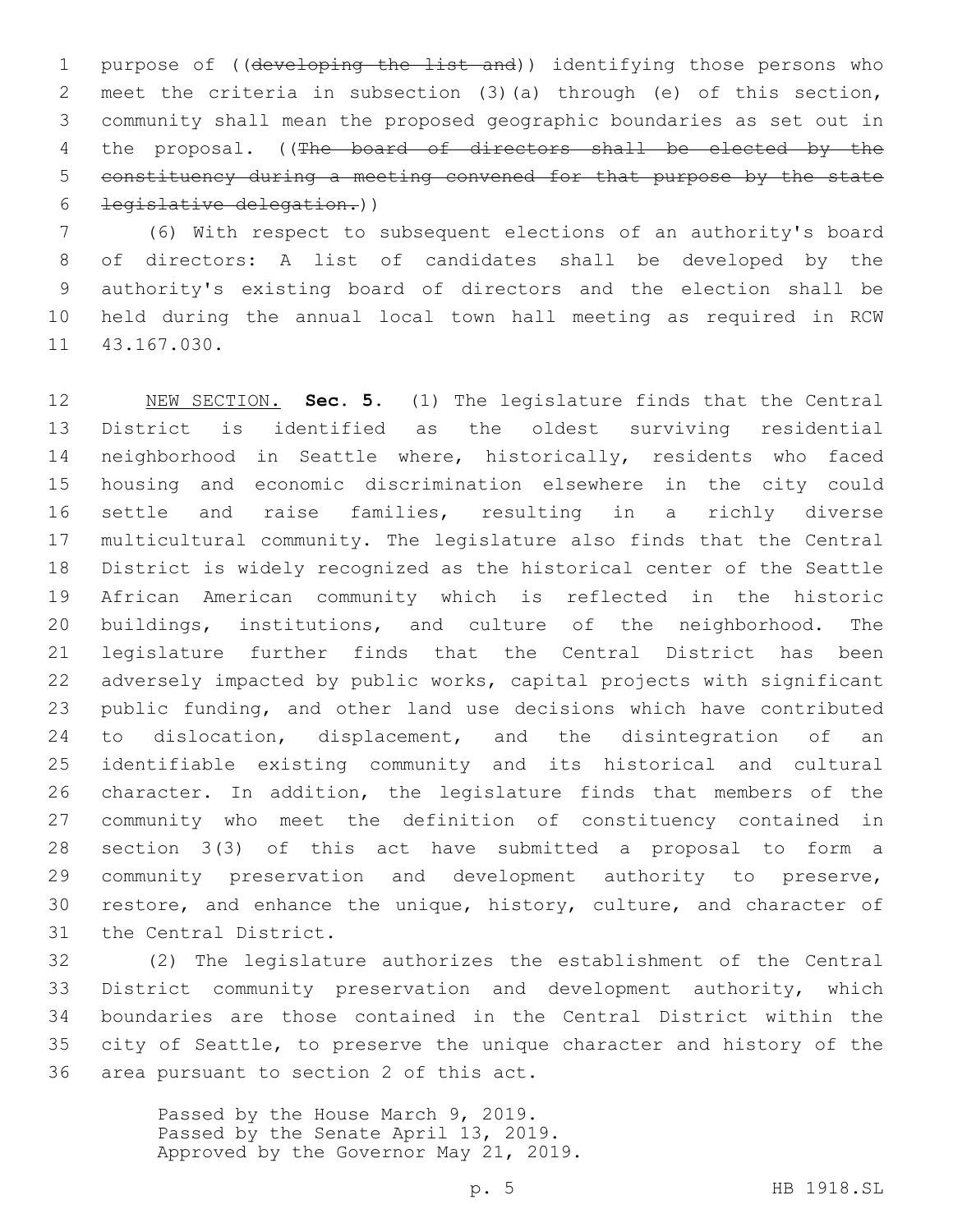purpose of ((~~developing the list and~~)) identifying those persons who meet the criteria in subsection (3)(a) through (e) of this section, community shall mean the proposed geographic boundaries as set out in the proposal. ((~~The board of directors shall be elected by the constituency during a meeting convened for that purpose by the state legislative delegation.~~))

(6) With respect to subsequent elections of an authority's board of directors: A list of candidates shall be developed by the authority's existing board of directors and the election shall be held during the annual local town hall meeting as required in RCW 43.167.030.

NEW SECTION. **Sec. 5.** (1) The legislature finds that the Central District is identified as the oldest surviving residential neighborhood in Seattle where, historically, residents who faced housing and economic discrimination elsewhere in the city could settle and raise families, resulting in a richly diverse multicultural community. The legislature also finds that the Central District is widely recognized as the historical center of the Seattle African American community which is reflected in the historic buildings, institutions, and culture of the neighborhood. The legislature further finds that the Central District has been adversely impacted by public works, capital projects with significant public funding, and other land use decisions which have contributed to dislocation, displacement, and the disintegration of an identifiable existing community and its historical and cultural character. In addition, the legislature finds that members of the community who meet the definition of constituency contained in section 3(3) of this act have submitted a proposal to form a community preservation and development authority to preserve, restore, and enhance the unique, history, culture, and character of the Central District.

(2) The legislature authorizes the establishment of the Central District community preservation and development authority, which boundaries are those contained in the Central District within the city of Seattle, to preserve the unique character and history of the area pursuant to section 2 of this act.

Passed by the House March 9, 2019.
Passed by the Senate April 13, 2019.
Approved by the Governor May 21, 2019.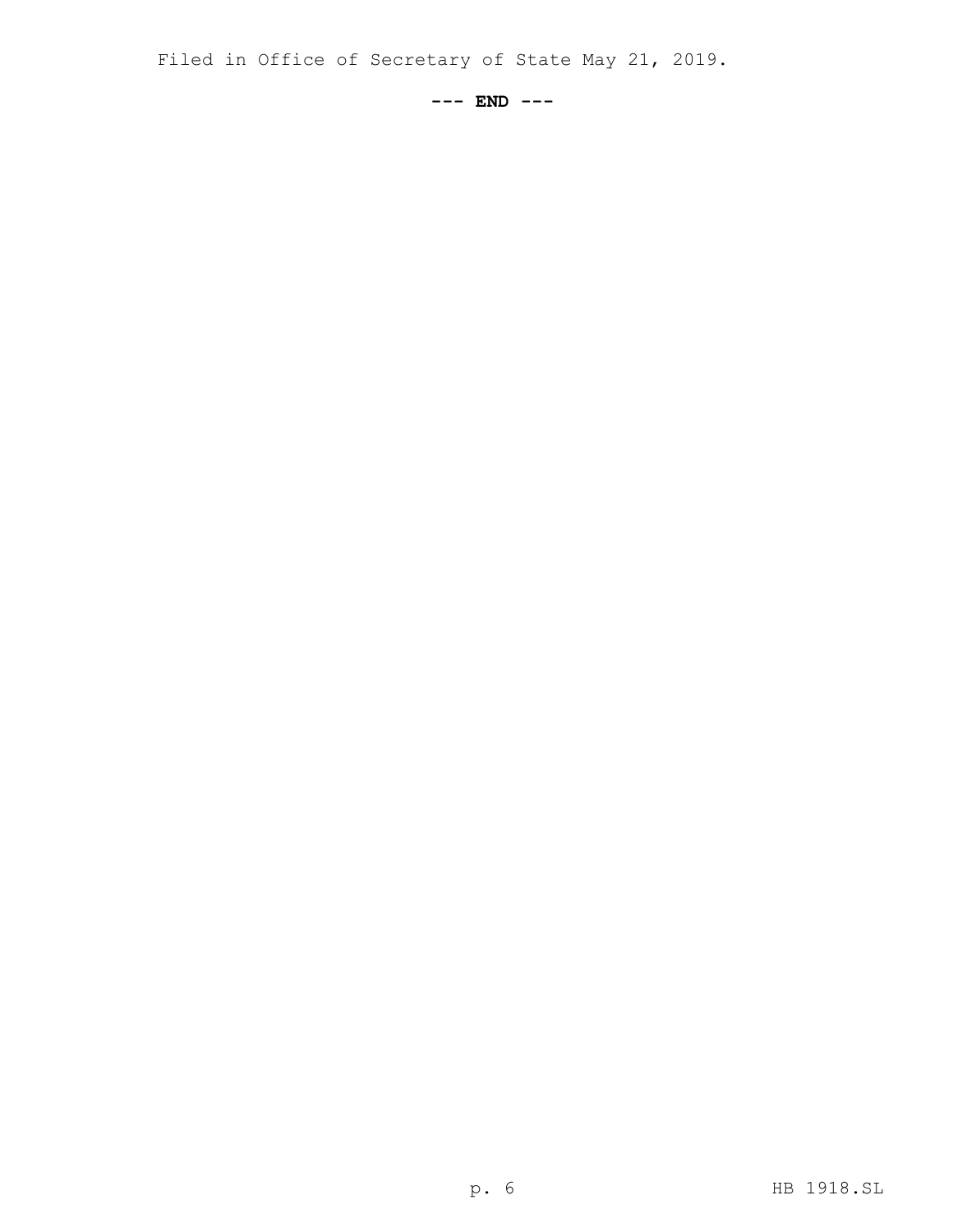Filed in Office of Secretary of State May 21, 2019.

**--- END ---**